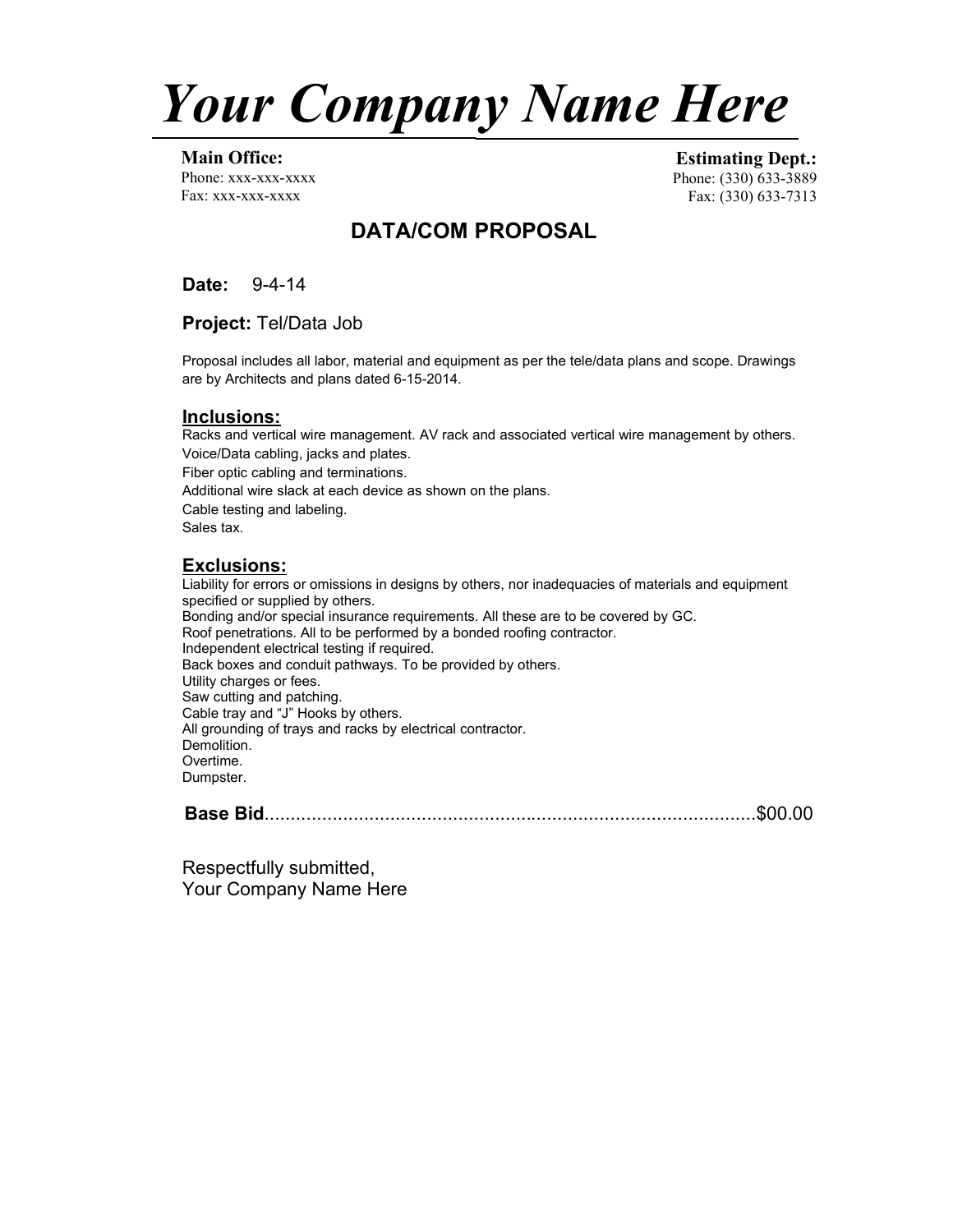# *Your Company Name Here*

**Main Office:**
Phone: xxx-xxx-xxxx
Fax: xxx-xxx-xxxx

**Estimating Dept.:**
Phone: (330) 633-3889
Fax: (330) 633-7313

## DATA/COM PROPOSAL

**Date:** 9-4-14

**Project:** Tel/Data Job

Proposal includes all labor, material and equipment as per the tele/data plans and scope. Drawings are by Architects and plans dated 6-15-2014.

### Inclusions:

Racks and vertical wire management. AV rack and associated vertical wire management by others.
Voice/Data cabling, jacks and plates.
Fiber optic cabling and terminations.
Additional wire slack at each device as shown on the plans.
Cable testing and labeling.
Sales tax.

### Exclusions:

Liability for errors or omissions in designs by others, nor inadequacies of materials and equipment specified or supplied by others.
Bonding and/or special insurance requirements. All these are to be covered by GC.
Roof penetrations. All to be performed by a bonded roofing contractor.
Independent electrical testing if required.
Back boxes and conduit pathways. To be provided by others.
Utility charges or fees.
Saw cutting and patching.
Cable tray and "J" Hooks by others.
All grounding of trays and racks by electrical contractor.
Demolition.
Overtime.
Dumpster.

**Base Bid**.............................................................................................$00.00

Respectfully submitted,
Your Company Name Here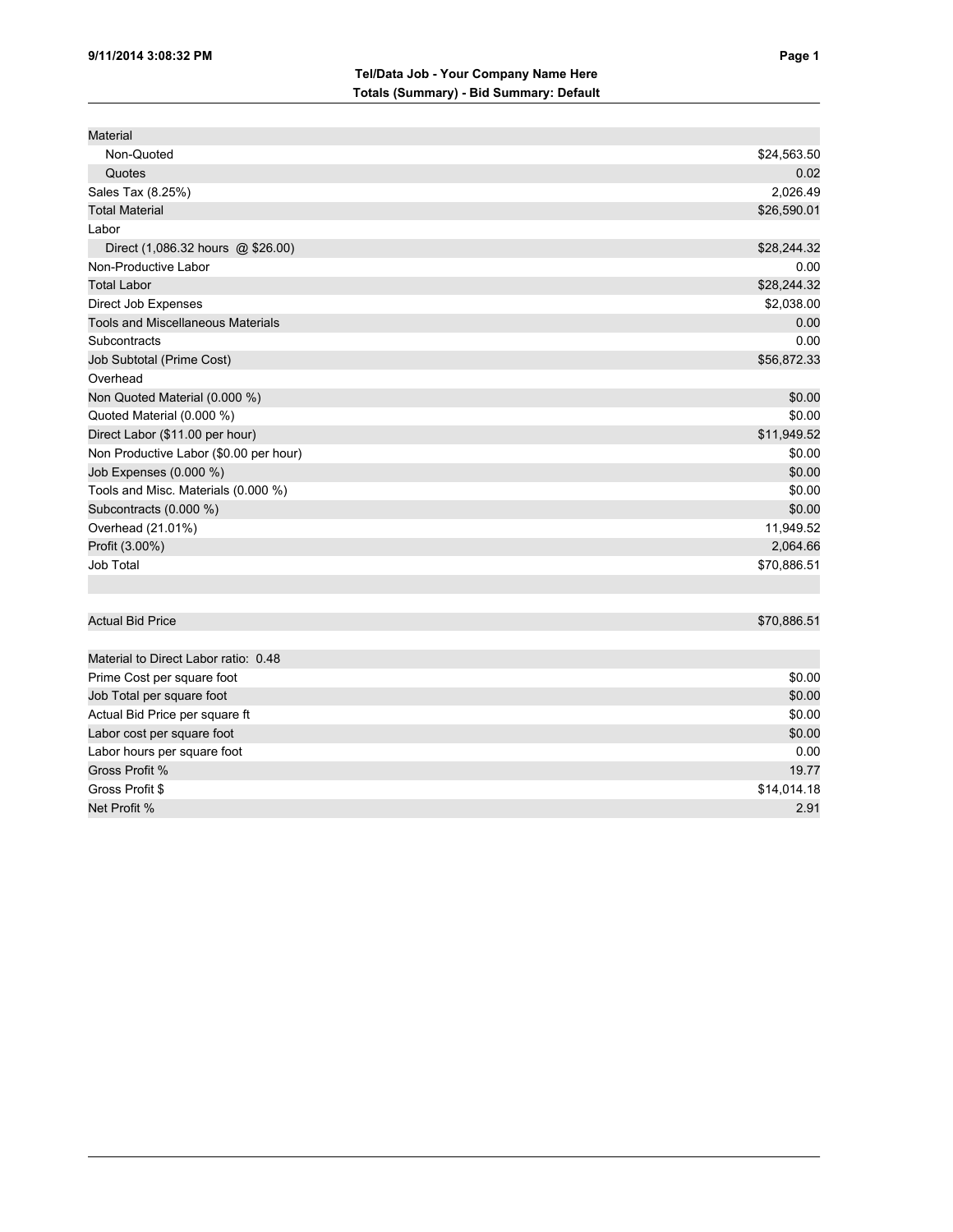**Tel/Data Job - Your Company Name Here**
**Totals (Summary) - Bid Summary: Default**

| | |
|---|---:|
| Material | |
| Non-Quoted | $24,563.50 |
| Quotes | 0.02 |
| Sales Tax (8.25%) | 2,026.49 |
| Total Material | $26,590.01 |
| Labor | |
| Direct (1,086.32 hours @ $26.00) | $28,244.32 |
| Non-Productive Labor | 0.00 |
| Total Labor | $28,244.32 |
| Direct Job Expenses | $2,038.00 |
| Tools and Miscellaneous Materials | 0.00 |
| Subcontracts | 0.00 |
| Job Subtotal (Prime Cost) | $56,872.33 |
| Overhead | |
| Non Quoted Material (0.000 %) | $0.00 |
| Quoted Material (0.000 %) | $0.00 |
| Direct Labor ($11.00 per hour) | $11,949.52 |
| Non Productive Labor ($0.00 per hour) | $0.00 |
| Job Expenses (0.000 %) | $0.00 |
| Tools and Misc. Materials (0.000 %) | $0.00 |
| Subcontracts (0.000 %) | $0.00 |
| Overhead (21.01%) | 11,949.52 |
| Profit (3.00%) | 2,064.66 |
| Job Total | $70,886.51 |

| | |
|---|---:|
| Actual Bid Price | $70,886.51 |

| | |
|---|---:|
| Material to Direct Labor ratio: 0.48 | |
| Prime Cost per square foot | $0.00 |
| Job Total per square foot | $0.00 |
| Actual Bid Price per square ft | $0.00 |
| Labor cost per square foot | $0.00 |
| Labor hours per square foot | 0.00 |
| Gross Profit % | 19.77 |
| Gross Profit $ | $14,014.18 |
| Net Profit % | 2.91 |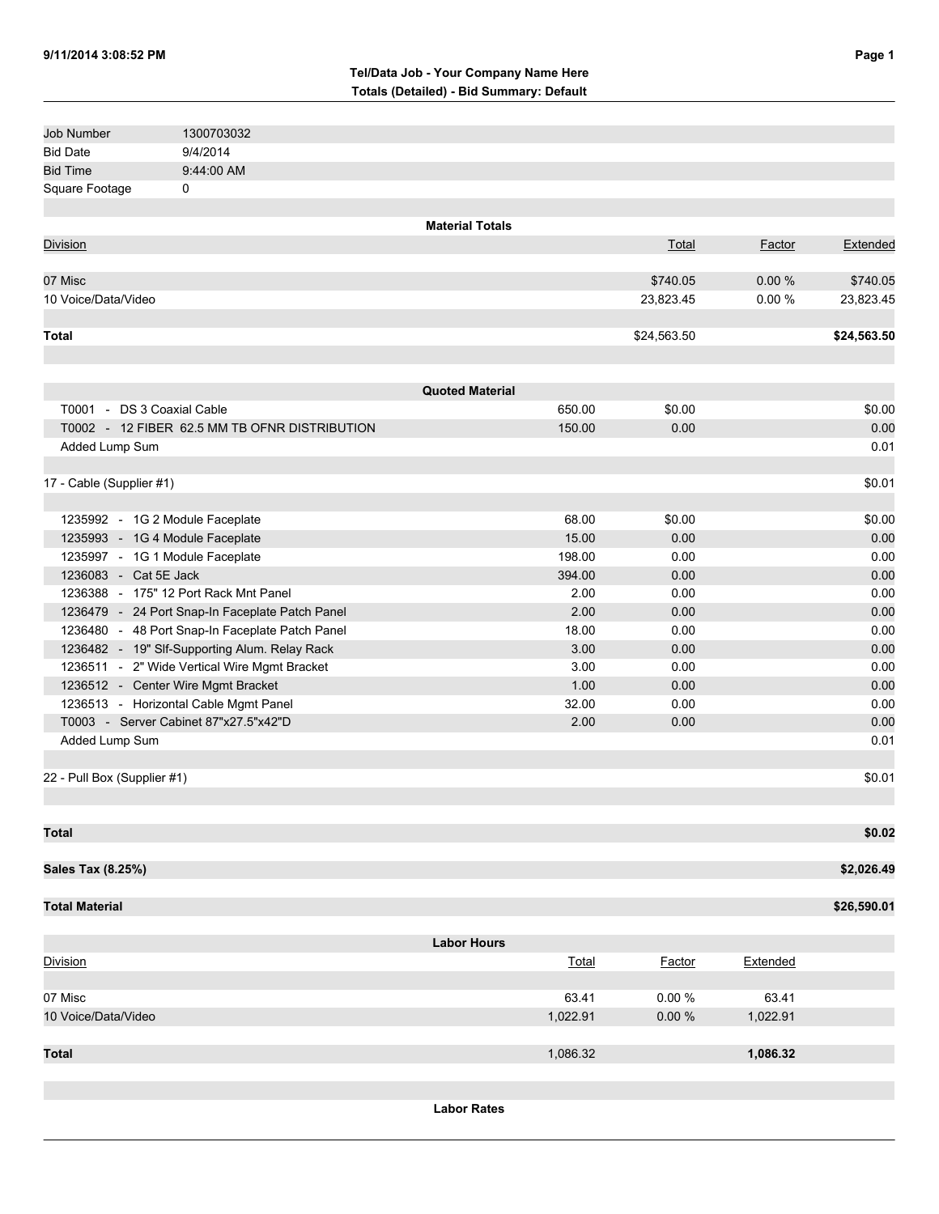**Tel/Data Job - Your Company Name Here**
**Totals (Detailed) - Bid Summary: Default**

| | |
|---|---|
| Job Number | 1300703032 |
| Bid Date | 9/4/2014 |
| Bid Time | 9:44:00 AM |
| Square Footage | 0 |

### Material Totals

| Division | Total | Factor | Extended |
|---|---|---|---|
| 07 Misc | $740.05 | 0.00 % | $740.05 |
| 10 Voice/Data/Video | 23,823.45 | 0.00 % | 23,823.45 |
| **Total** | $24,563.50 | | **$24,563.50** |

### Quoted Material

| Item | Quantity | Price | Extended |
|---|---|---|---|
| T0001 - DS 3 Coaxial Cable | 650.00 | $0.00 | $0.00 |
| T0002 - 12 FIBER 62.5 MM TB OFNR DISTRIBUTION | 150.00 | 0.00 | 0.00 |
| Added Lump Sum | | | 0.01 |
| 17 - Cable (Supplier #1) | | | $0.01 |
| 1235992 - 1G 2 Module Faceplate | 68.00 | $0.00 | $0.00 |
| 1235993 - 1G 4 Module Faceplate | 15.00 | 0.00 | 0.00 |
| 1235997 - 1G 1 Module Faceplate | 198.00 | 0.00 | 0.00 |
| 1236083 - Cat 5E Jack | 394.00 | 0.00 | 0.00 |
| 1236388 - 175" 12 Port Rack Mnt Panel | 2.00 | 0.00 | 0.00 |
| 1236479 - 24 Port Snap-In Faceplate Patch Panel | 2.00 | 0.00 | 0.00 |
| 1236480 - 48 Port Snap-In Faceplate Patch Panel | 18.00 | 0.00 | 0.00 |
| 1236482 - 19" Slf-Supporting Alum. Relay Rack | 3.00 | 0.00 | 0.00 |
| 1236511 - 2" Wide Vertical Wire Mgmt Bracket | 3.00 | 0.00 | 0.00 |
| 1236512 - Center Wire Mgmt Bracket | 1.00 | 0.00 | 0.00 |
| 1236513 - Horizontal Cable Mgmt Panel | 32.00 | 0.00 | 0.00 |
| T0003 - Server Cabinet 87"x27.5"x42"D | 2.00 | 0.00 | 0.00 |
| Added Lump Sum | | | 0.01 |
| 22 - Pull Box (Supplier #1) | | | $0.01 |
| **Total** | | | **$0.02** |
| **Sales Tax (8.25%)** | | | **$2,026.49** |
| **Total Material** | | | **$26,590.01** |

### Labor Hours

| Division | Total | Factor | Extended |
|---|---|---|---|
| 07 Misc | 63.41 | 0.00 % | 63.41 |
| 10 Voice/Data/Video | 1,022.91 | 0.00 % | 1,022.91 |
| **Total** | 1,086.32 | | **1,086.32** |

### Labor Rates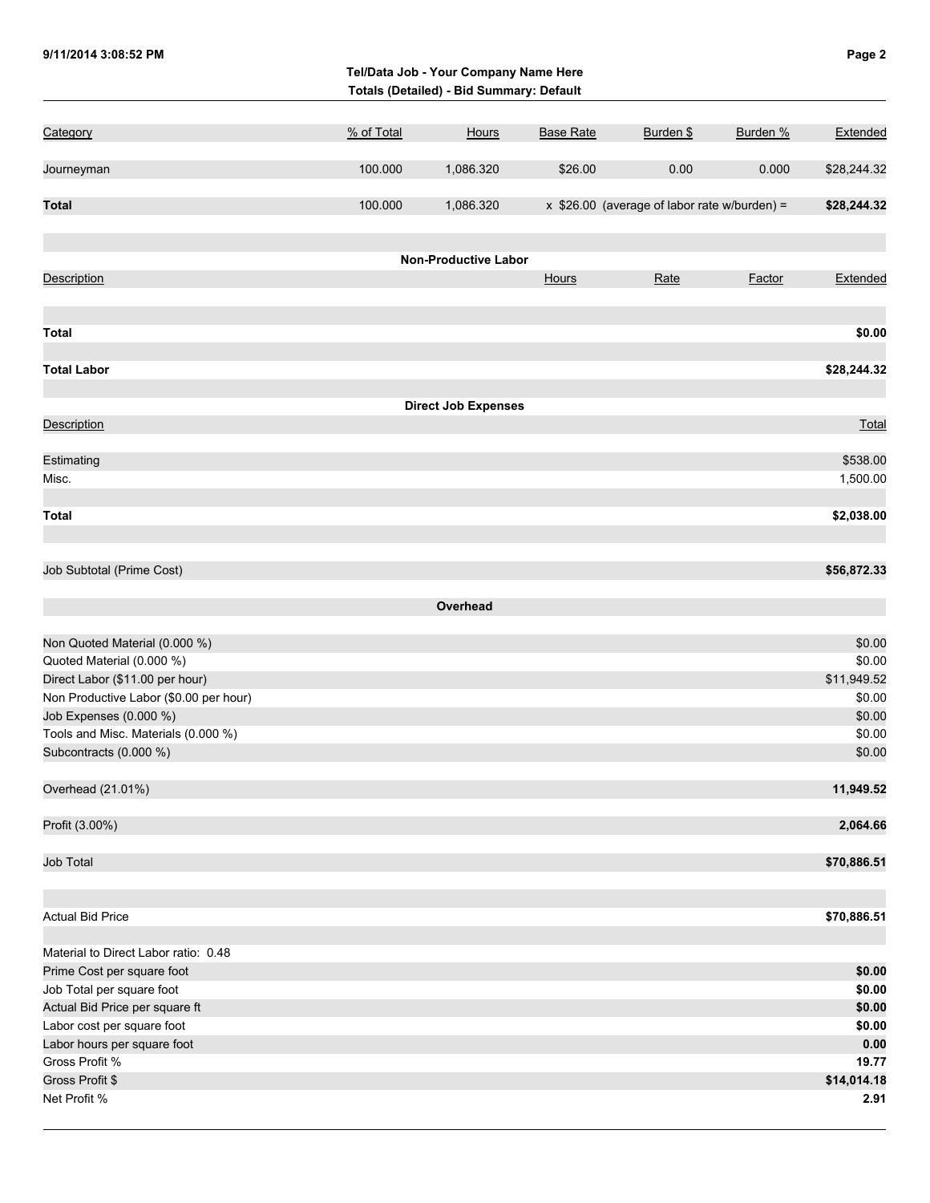**Tel/Data Job - Your Company Name Here**
**Totals (Detailed) - Bid Summary: Default**

| Category | % of Total | Hours | Base Rate | Burden $ | Burden % | Extended |
|---|---|---|---|---|---|---|
| Journeyman | 100.000 | 1,086.320 | $26.00 | 0.00 | 0.000 | $28,244.32 |
| **Total** | 100.000 | 1,086.320 | x $26.00 (average of labor rate w/burden) = | | | **$28,244.32** |

### Non-Productive Labor

| Description | Hours | Rate | Factor | Extended |
|---|---|---|---|---|
| **Total** | | | | **$0.00** |
| **Total Labor** | | | | **$28,244.32** |

### Direct Job Expenses

| Description | Total |
|---|---|
| Estimating | $538.00 |
| Misc. | 1,500.00 |
| **Total** | **$2,038.00** |

| | |
|---|---|
| Job Subtotal (Prime Cost) | **$56,872.33** |

### Overhead

| | |
|---|---|
| Non Quoted Material (0.000 %) | $0.00 |
| Quoted Material (0.000 %) | $0.00 |
| Direct Labor ($11.00 per hour) | $11,949.52 |
| Non Productive Labor ($0.00 per hour) | $0.00 |
| Job Expenses (0.000 %) | $0.00 |
| Tools and Misc. Materials (0.000 %) | $0.00 |
| Subcontracts (0.000 %) | $0.00 |
| Overhead (21.01%) | **11,949.52** |
| Profit (3.00%) | **2,064.66** |
| Job Total | **$70,886.51** |
| Actual Bid Price | **$70,886.51** |

| | |
|---|---|
| Material to Direct Labor ratio: 0.48 | |
| Prime Cost per square foot | **$0.00** |
| Job Total per square foot | **$0.00** |
| Actual Bid Price per square ft | **$0.00** |
| Labor cost per square foot | **$0.00** |
| Labor hours per square foot | **0.00** |
| Gross Profit % | **19.77** |
| Gross Profit $ | **$14,014.18** |
| Net Profit % | **2.91** |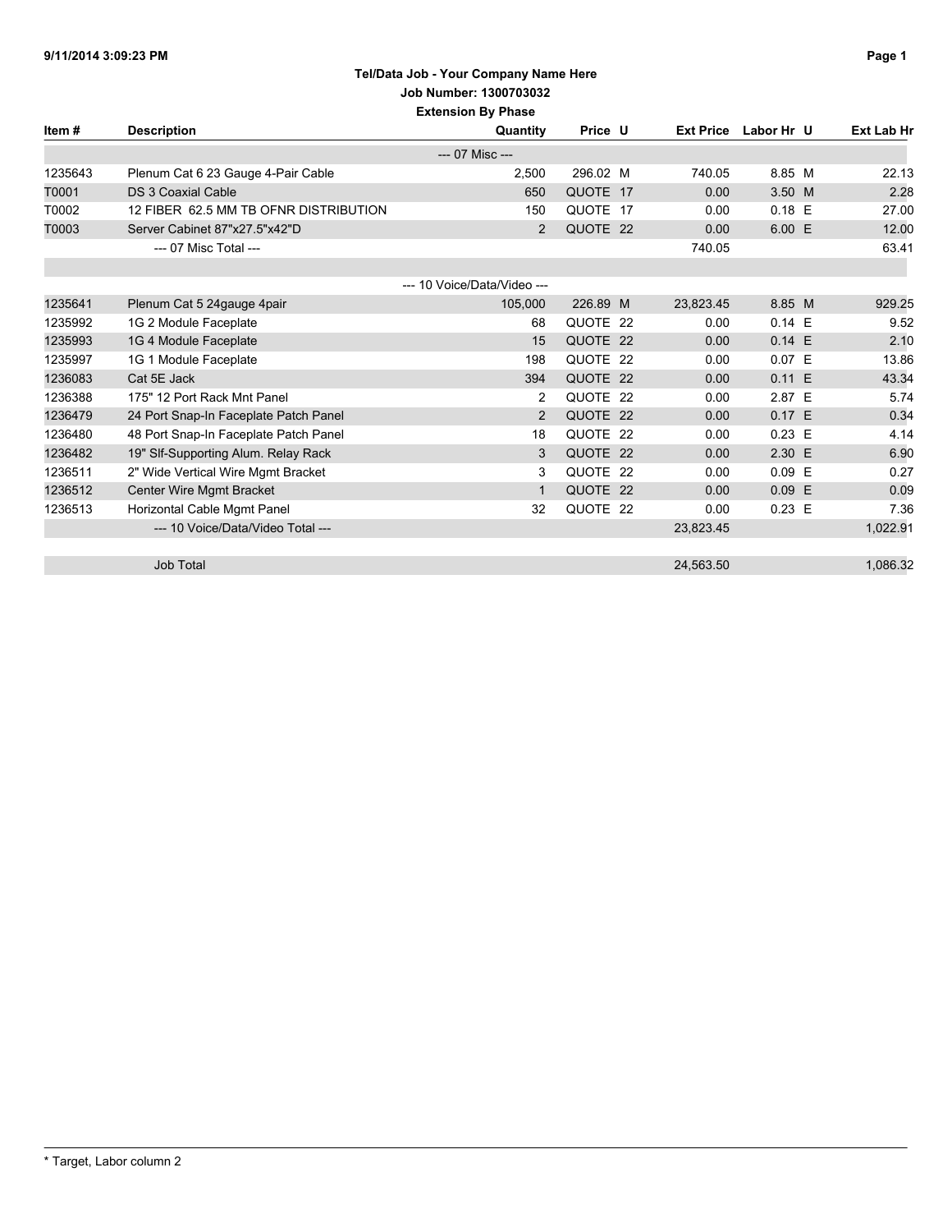**9/11/2014 3:09:23 PM**

## Tel/Data Job - Your Company Name Here

**Job Number: 1300703032**

**Extension By Phase**

| Item # | Description | Quantity | Price | U | Ext Price | Labor Hr | U | Ext Lab Hr |
|---|---|---|---|---|---|---|---|---|
| | --- 07 Misc --- | | | | | | | |
| 1235643 | Plenum Cat 6 23 Gauge 4-Pair Cable | 2,500 | 296.02 | M | 740.05 | 8.85 | M | 22.13 |
| T0001 | DS 3 Coaxial Cable | 650 | QUOTE | 17 | 0.00 | 3.50 | M | 2.28 |
| T0002 | 12 FIBER 62.5 MM TB OFNR DISTRIBUTION | 150 | QUOTE | 17 | 0.00 | 0.18 | E | 27.00 |
| T0003 | Server Cabinet 87"x27.5"x42"D | 2 | QUOTE | 22 | 0.00 | 6.00 | E | 12.00 |
| | --- 07 Misc Total --- | | | | 740.05 | | | 63.41 |
| | | | | | | | | |
| | --- 10 Voice/Data/Video --- | | | | | | | |
| 1235641 | Plenum Cat 5 24gauge 4pair | 105,000 | 226.89 | M | 23,823.45 | 8.85 | M | 929.25 |
| 1235992 | 1G 2 Module Faceplate | 68 | QUOTE | 22 | 0.00 | 0.14 | E | 9.52 |
| 1235993 | 1G 4 Module Faceplate | 15 | QUOTE | 22 | 0.00 | 0.14 | E | 2.10 |
| 1235997 | 1G 1 Module Faceplate | 198 | QUOTE | 22 | 0.00 | 0.07 | E | 13.86 |
| 1236083 | Cat 5E Jack | 394 | QUOTE | 22 | 0.00 | 0.11 | E | 43.34 |
| 1236388 | 175" 12 Port Rack Mnt Panel | 2 | QUOTE | 22 | 0.00 | 2.87 | E | 5.74 |
| 1236479 | 24 Port Snap-In Faceplate Patch Panel | 2 | QUOTE | 22 | 0.00 | 0.17 | E | 0.34 |
| 1236480 | 48 Port Snap-In Faceplate Patch Panel | 18 | QUOTE | 22 | 0.00 | 0.23 | E | 4.14 |
| 1236482 | 19" Slf-Supporting Alum. Relay Rack | 3 | QUOTE | 22 | 0.00 | 2.30 | E | 6.90 |
| 1236511 | 2" Wide Vertical Wire Mgmt Bracket | 3 | QUOTE | 22 | 0.00 | 0.09 | E | 0.27 |
| 1236512 | Center Wire Mgmt Bracket | 1 | QUOTE | 22 | 0.00 | 0.09 | E | 0.09 |
| 1236513 | Horizontal Cable Mgmt Panel | 32 | QUOTE | 22 | 0.00 | 0.23 | E | 7.36 |
| | --- 10 Voice/Data/Video Total --- | | | | 23,823.45 | | | 1,022.91 |
| | | | | | | | | |
| | Job Total | | | | 24,563.50 | | | 1,086.32 |

* Target, Labor column 2